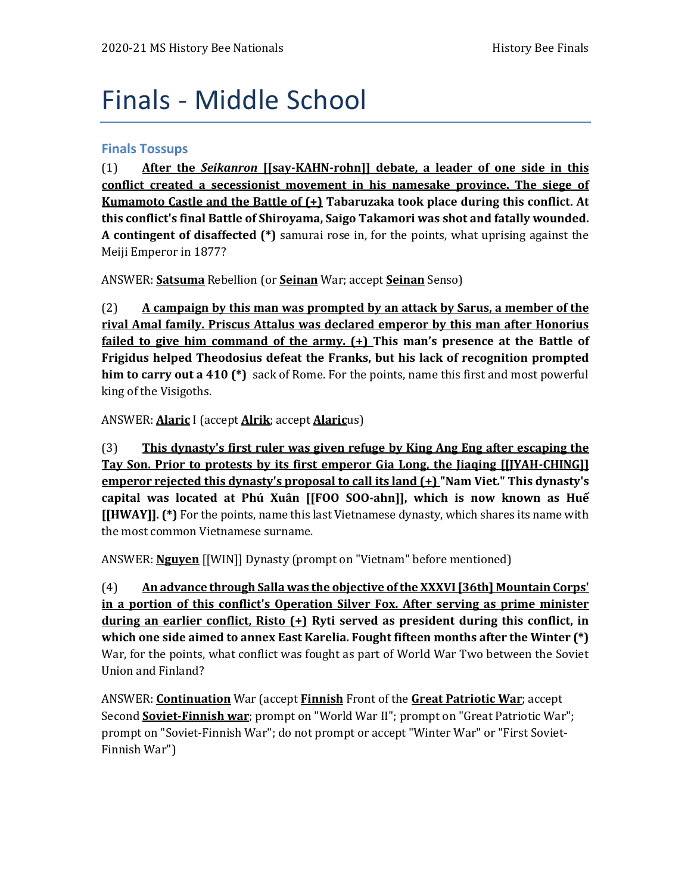# Finals - Middle School

## Finals Tossups

(1) **<u>After the *Seikanron* [[say-KAHN-rohn]] debate, a leader of one side in this conflict created a secessionist movement in his namesake province. The siege of Kumamoto Castle and the Battle of (+)</u> Tabaruzaka took place during this conflict. At this conflict's final Battle of Shiroyama, Saigo Takamori was shot and fatally wounded. A contingent of disaffected (*)** samurai rose in, for the points, what uprising against the Meiji Emperor in 1877?

ANSWER: **<u>Satsuma</u>** Rebellion (or **<u>Seinan</u>** War; accept **<u>Seinan</u>** Senso)

(2) **<u>A campaign by this man was prompted by an attack by Sarus, a member of the rival Amal family. Priscus Attalus was declared emperor by this man after Honorius failed to give him command of the army. (+)</u> This man's presence at the Battle of Frigidus helped Theodosius defeat the Franks, but his lack of recognition prompted him to carry out a 410 (*)** sack of Rome. For the points, name this first and most powerful king of the Visigoths.

ANSWER: **<u>Alaric</u>** I (accept **<u>Alrik</u>**; accept **<u>Alaric</u>**us)

(3) **<u>This dynasty's first ruler was given refuge by King Ang Eng after escaping the Tay Son. Prior to protests by its first emperor Gia Long, the Jiaqing [[JYAH-CHING]] emperor rejected this dynasty's proposal to call its land (+)</u> "Nam Viet." This dynasty's capital was located at Phú Xuân [[FOO SOO-ahn]], which is now known as Huế [[HWAY]]. (*)** For the points, name this last Vietnamese dynasty, which shares its name with the most common Vietnamese surname.

ANSWER: **<u>Nguyen</u>** [[WIN]] Dynasty (prompt on "Vietnam" before mentioned)

(4) **<u>An advance through Salla was the objective of the XXXVI [36th] Mountain Corps' in a portion of this conflict's Operation Silver Fox. After serving as prime minister during an earlier conflict, Risto (+)</u> Ryti served as president during this conflict, in which one side aimed to annex East Karelia. Fought fifteen months after the Winter (*)** War, for the points, what conflict was fought as part of World War Two between the Soviet Union and Finland?

ANSWER: **<u>Continuation</u>** War (accept **<u>Finnish</u>** Front of the **<u>Great Patriotic War</u>**; accept Second **<u>Soviet-Finnish war</u>**; prompt on "World War II"; prompt on "Great Patriotic War"; prompt on "Soviet-Finnish War"; do not prompt or accept "Winter War" or "First Soviet-Finnish War")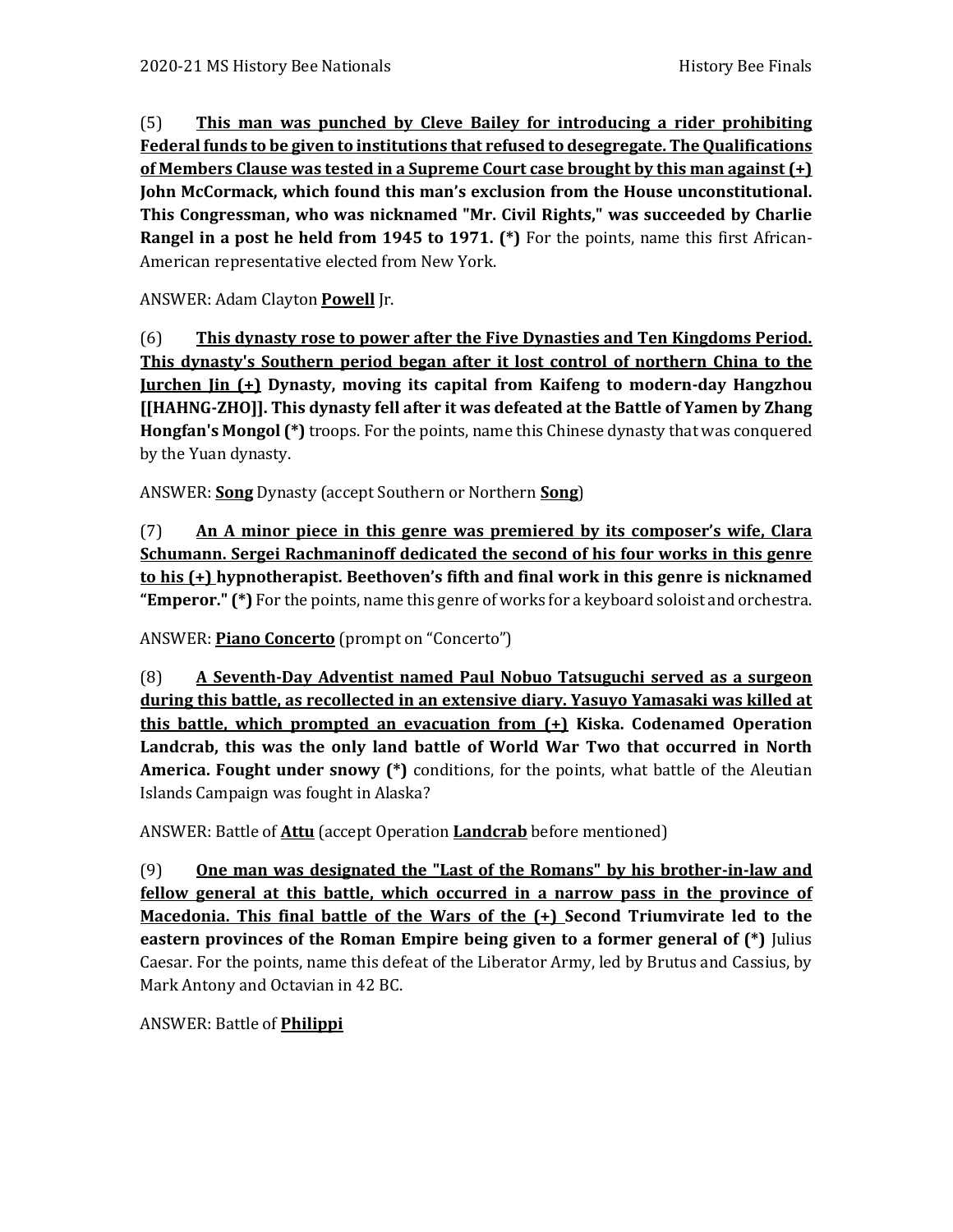(5) **<u>This man was punched by Cleve Bailey for introducing a rider prohibiting Federal funds to be given to institutions that refused to desegregate. The Qualifications of Members Clause was tested in a Supreme Court case brought by this man against (+)</u> John McCormack, which found this man's exclusion from the House unconstitutional. This Congressman, who was nicknamed "Mr. Civil Rights," was succeeded by Charlie Rangel in a post he held from 1945 to 1971. (*)** For the points, name this first African-American representative elected from New York.

ANSWER: Adam Clayton **<u>Powell</u>** Jr.

(6) **<u>This dynasty rose to power after the Five Dynasties and Ten Kingdoms Period. This dynasty's Southern period began after it lost control of northern China to the Jurchen Jin (+)</u> Dynasty, moving its capital from Kaifeng to modern-day Hangzhou [[HAHNG-ZHO]]. This dynasty fell after it was defeated at the Battle of Yamen by Zhang Hongfan's Mongol (*)** troops. For the points, name this Chinese dynasty that was conquered by the Yuan dynasty.

ANSWER: **<u>Song</u>** Dynasty (accept Southern or Northern **<u>Song</u>**)

(7) **<u>An A minor piece in this genre was premiered by its composer's wife, Clara Schumann. Sergei Rachmaninoff dedicated the second of his four works in this genre to his (+)</u> hypnotherapist. Beethoven's fifth and final work in this genre is nicknamed "Emperor." (*)** For the points, name this genre of works for a keyboard soloist and orchestra.

ANSWER: **<u>Piano Concerto</u>** (prompt on "Concerto")

(8) **<u>A Seventh-Day Adventist named Paul Nobuo Tatsuguchi served as a surgeon during this battle, as recollected in an extensive diary. Yasuyo Yamasaki was killed at this battle, which prompted an evacuation from (+)</u> Kiska. Codenamed Operation Landcrab, this was the only land battle of World War Two that occurred in North America. Fought under snowy (*)** conditions, for the points, what battle of the Aleutian Islands Campaign was fought in Alaska?

ANSWER: Battle of **<u>Attu</u>** (accept Operation **<u>Landcrab</u>** before mentioned)

(9) **<u>One man was designated the "Last of the Romans" by his brother-in-law and fellow general at this battle, which occurred in a narrow pass in the province of Macedonia. This final battle of the Wars of the (+)</u> Second Triumvirate led to the eastern provinces of the Roman Empire being given to a former general of (*)** Julius Caesar. For the points, name this defeat of the Liberator Army, led by Brutus and Cassius, by Mark Antony and Octavian in 42 BC.

ANSWER: Battle of **<u>Philippi</u>**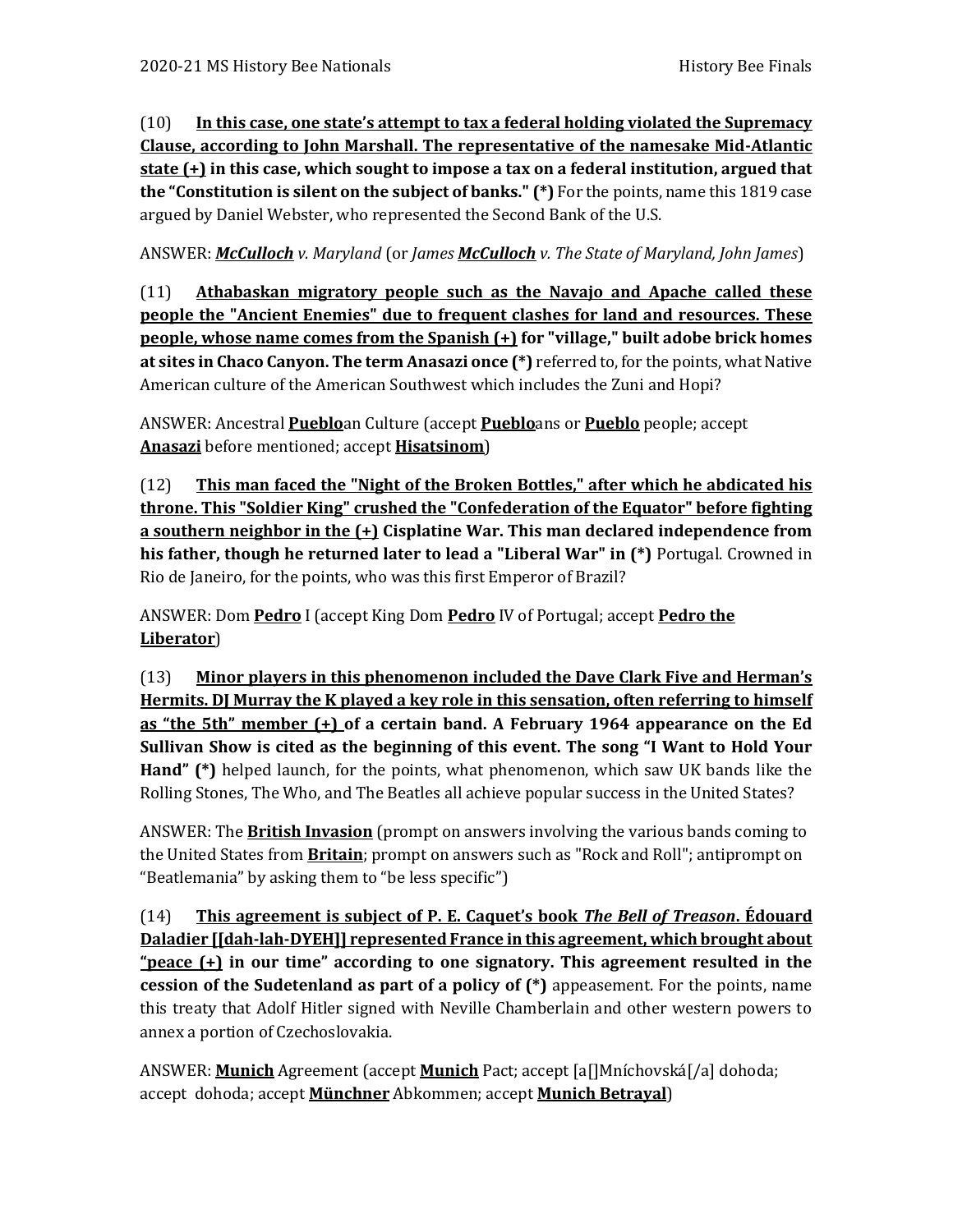(10) **<u>In this case, one state's attempt to tax a federal holding violated the Supremacy Clause, according to John Marshall. The representative of the namesake Mid-Atlantic state (+)</u> in this case, which sought to impose a tax on a federal institution, argued that the "Constitution is silent on the subject of banks." (*)** For the points, name this 1819 case argued by Daniel Webster, who represented the Second Bank of the U.S.

ANSWER: ***<u>McCulloch</u>*** *v. Maryland* (or *James* ***<u>McCulloch</u>*** *v. The State of Maryland, John James*)

(11) **<u>Athabaskan migratory people such as the Navajo and Apache called these people the "Ancient Enemies" due to frequent clashes for land and resources. These people, whose name comes from the Spanish (+)</u> for "village," built adobe brick homes at sites in Chaco Canyon. The term Anasazi once (*)** referred to, for the points, what Native American culture of the American Southwest which includes the Zuni and Hopi?

ANSWER: Ancestral **<u>Pueblo</u>**an Culture (accept **<u>Pueblo</u>**ans or **<u>Pueblo</u>** people; accept **<u>Anasazi</u>** before mentioned; accept **<u>Hisatsinom</u>**)

(12) **<u>This man faced the "Night of the Broken Bottles," after which he abdicated his throne. This "Soldier King" crushed the "Confederation of the Equator" before fighting a southern neighbor in the (+)</u> Cisplatine War. This man declared independence from his father, though he returned later to lead a "Liberal War" in (*)** Portugal. Crowned in Rio de Janeiro, for the points, who was this first Emperor of Brazil?

ANSWER: Dom **<u>Pedro</u>** I (accept King Dom **<u>Pedro</u>** IV of Portugal; accept **<u>Pedro the Liberator</u>**)

(13) **<u>Minor players in this phenomenon included the Dave Clark Five and Herman's Hermits. DJ Murray the K played a key role in this sensation, often referring to himself as "the 5th" member (+)</u> of a certain band. A February 1964 appearance on the Ed Sullivan Show is cited as the beginning of this event. The song "I Want to Hold Your Hand" (*)** helped launch, for the points, what phenomenon, which saw UK bands like the Rolling Stones, The Who, and The Beatles all achieve popular success in the United States?

ANSWER: The **<u>British Invasion</u>** (prompt on answers involving the various bands coming to the United States from **<u>Britain</u>**; prompt on answers such as "Rock and Roll"; antiprompt on "Beatlemania" by asking them to "be less specific")

(14) **<u>This agreement is subject of P. E. Caquet's book *The Bell of Treason*. Édouard Daladier [[dah-lah-DYEH]] represented France in this agreement, which brought about "peace (+)</u> in our time" according to one signatory. This agreement resulted in the cession of the Sudetenland as part of a policy of (*)** appeasement. For the points, name this treaty that Adolf Hitler signed with Neville Chamberlain and other western powers to annex a portion of Czechoslovakia.

ANSWER: **<u>Munich</u>** Agreement (accept **<u>Munich</u>** Pact; accept [a[]Mníchovská[/a] dohoda; accept dohoda; accept **<u>Münchner</u>** Abkommen; accept **<u>Munich Betrayal</u>**)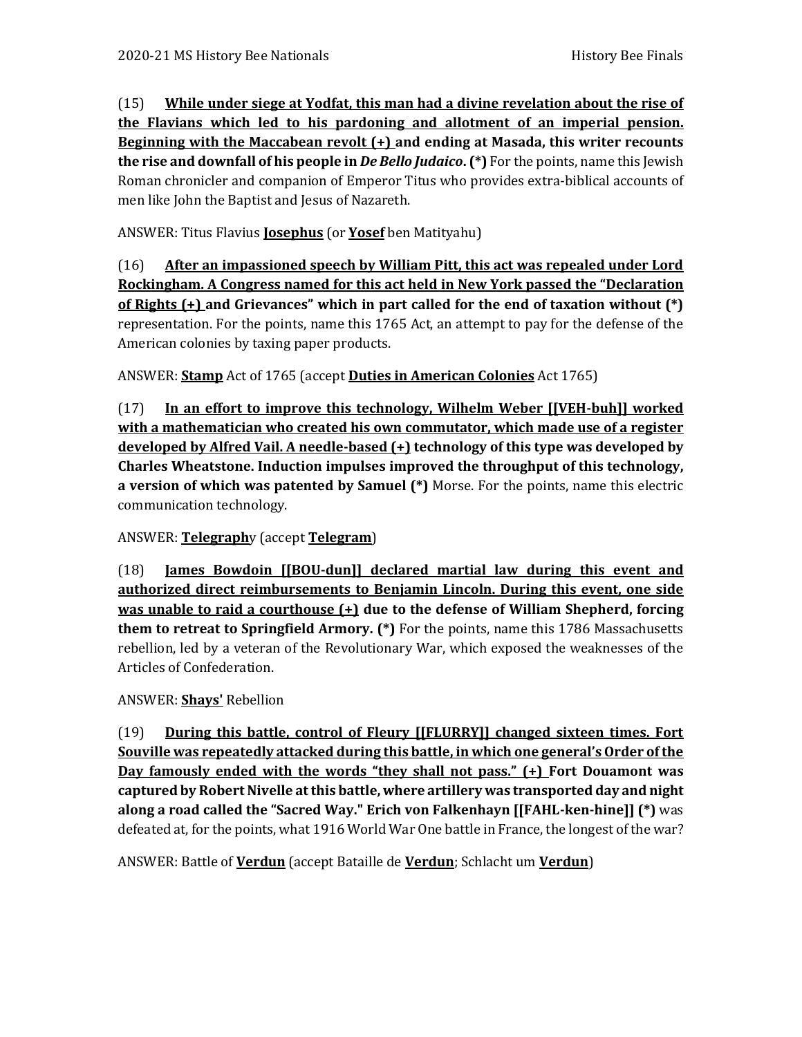(15) **<u>While under siege at Yodfat, this man had a divine revelation about the rise of the Flavians which led to his pardoning and allotment of an imperial pension. Beginning with the Maccabean revolt (+)</u> and ending at Masada, this writer recounts the rise and downfall of his people in *De Bello Judaico*. (*)** For the points, name this Jewish Roman chronicler and companion of Emperor Titus who provides extra-biblical accounts of men like John the Baptist and Jesus of Nazareth.

ANSWER: Titus Flavius **<u>Josephus</u>** (or **<u>Yosef</u>** ben Matityahu)

(16) **<u>After an impassioned speech by William Pitt, this act was repealed under Lord Rockingham. A Congress named for this act held in New York passed the "Declaration of Rights (+)</u> and Grievances" which in part called for the end of taxation without (*)** representation. For the points, name this 1765 Act, an attempt to pay for the defense of the American colonies by taxing paper products.

ANSWER: **<u>Stamp</u>** Act of 1765 (accept **<u>Duties in American Colonies</u>** Act 1765)

(17) **<u>In an effort to improve this technology, Wilhelm Weber [[VEH-buh]] worked with a mathematician who created his own commutator, which made use of a register developed by Alfred Vail. A needle-based (+)</u> technology of this type was developed by Charles Wheatstone. Induction impulses improved the throughput of this technology, a version of which was patented by Samuel (*)** Morse. For the points, name this electric communication technology.

ANSWER: **<u>Telegraph</u>**y (accept **<u>Telegram</u>**)

(18) **<u>James Bowdoin [[BOU-dun]] declared martial law during this event and authorized direct reimbursements to Benjamin Lincoln. During this event, one side was unable to raid a courthouse (+)</u> due to the defense of William Shepherd, forcing them to retreat to Springfield Armory. (*)** For the points, name this 1786 Massachusetts rebellion, led by a veteran of the Revolutionary War, which exposed the weaknesses of the Articles of Confederation.

ANSWER: **<u>Shays'</u>** Rebellion

(19) **<u>During this battle, control of Fleury [[FLURRY]] changed sixteen times. Fort Souville was repeatedly attacked during this battle, in which one general's Order of the Day famously ended with the words "they shall not pass." (+)</u> Fort Douamont was captured by Robert Nivelle at this battle, where artillery was transported day and night along a road called the "Sacred Way." Erich von Falkenhayn [[FAHL-ken-hine]] (*)** was defeated at, for the points, what 1916 World War One battle in France, the longest of the war?

ANSWER: Battle of **<u>Verdun</u>** (accept Bataille de **<u>Verdun</u>**; Schlacht um **<u>Verdun</u>**)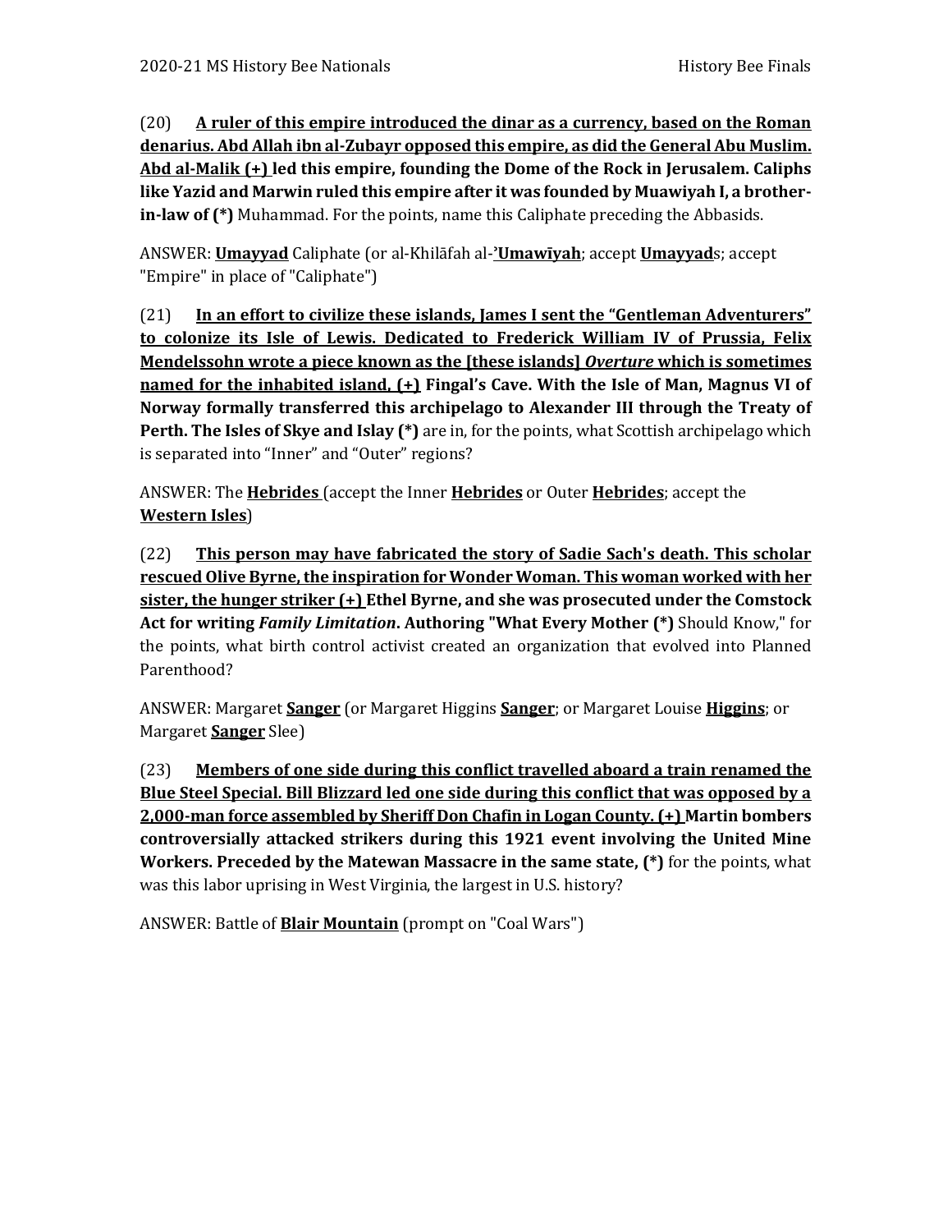(20) **<u>A ruler of this empire introduced the dinar as a currency, based on the Roman denarius. Abd Allah ibn al-Zubayr opposed this empire, as did the General Abu Muslim. Abd al-Malik (+)</u> led this empire, founding the Dome of the Rock in Jerusalem. Caliphs like Yazid and Marwin ruled this empire after it was founded by Muawiyah I, a brother-in-law of (*)** Muhammad. For the points, name this Caliphate preceding the Abbasids.

ANSWER: **<u>Umayyad</u>** Caliphate (or al-Khilāfah al-**<u>'Umawīyah</u>**; accept **<u>Umayyad</u>**s; accept "Empire" in place of "Caliphate")

(21) **<u>In an effort to civilize these islands, James I sent the "Gentleman Adventurers" to colonize its Isle of Lewis. Dedicated to Frederick William IV of Prussia, Felix Mendelssohn wrote a piece known as the [these islands] *Overture* which is sometimes named for the inhabited island, (+)</u> Fingal's Cave. With the Isle of Man, Magnus VI of Norway formally transferred this archipelago to Alexander III through the Treaty of Perth. The Isles of Skye and Islay (*)** are in, for the points, what Scottish archipelago which is separated into "Inner" and "Outer" regions?

ANSWER: The **<u>Hebrides</u>** (accept the Inner **<u>Hebrides</u>** or Outer **<u>Hebrides</u>**; accept the **<u>Western Isles</u>**)

(22) **<u>This person may have fabricated the story of Sadie Sach's death. This scholar rescued Olive Byrne, the inspiration for Wonder Woman. This woman worked with her sister, the hunger striker (+)</u> Ethel Byrne, and she was prosecuted under the Comstock Act for writing *Family Limitation*. Authoring "What Every Mother (*)** Should Know," for the points, what birth control activist created an organization that evolved into Planned Parenthood?

ANSWER: Margaret **<u>Sanger</u>** (or Margaret Higgins **<u>Sanger</u>**; or Margaret Louise **<u>Higgins</u>**; or Margaret **<u>Sanger</u>** Slee)

(23) **<u>Members of one side during this conflict travelled aboard a train renamed the Blue Steel Special. Bill Blizzard led one side during this conflict that was opposed by a 2,000-man force assembled by Sheriff Don Chafin in Logan County. (+)</u> Martin bombers controversially attacked strikers during this 1921 event involving the United Mine Workers. Preceded by the Matewan Massacre in the same state, (*)** for the points, what was this labor uprising in West Virginia, the largest in U.S. history?

ANSWER: Battle of **<u>Blair Mountain</u>** (prompt on "Coal Wars")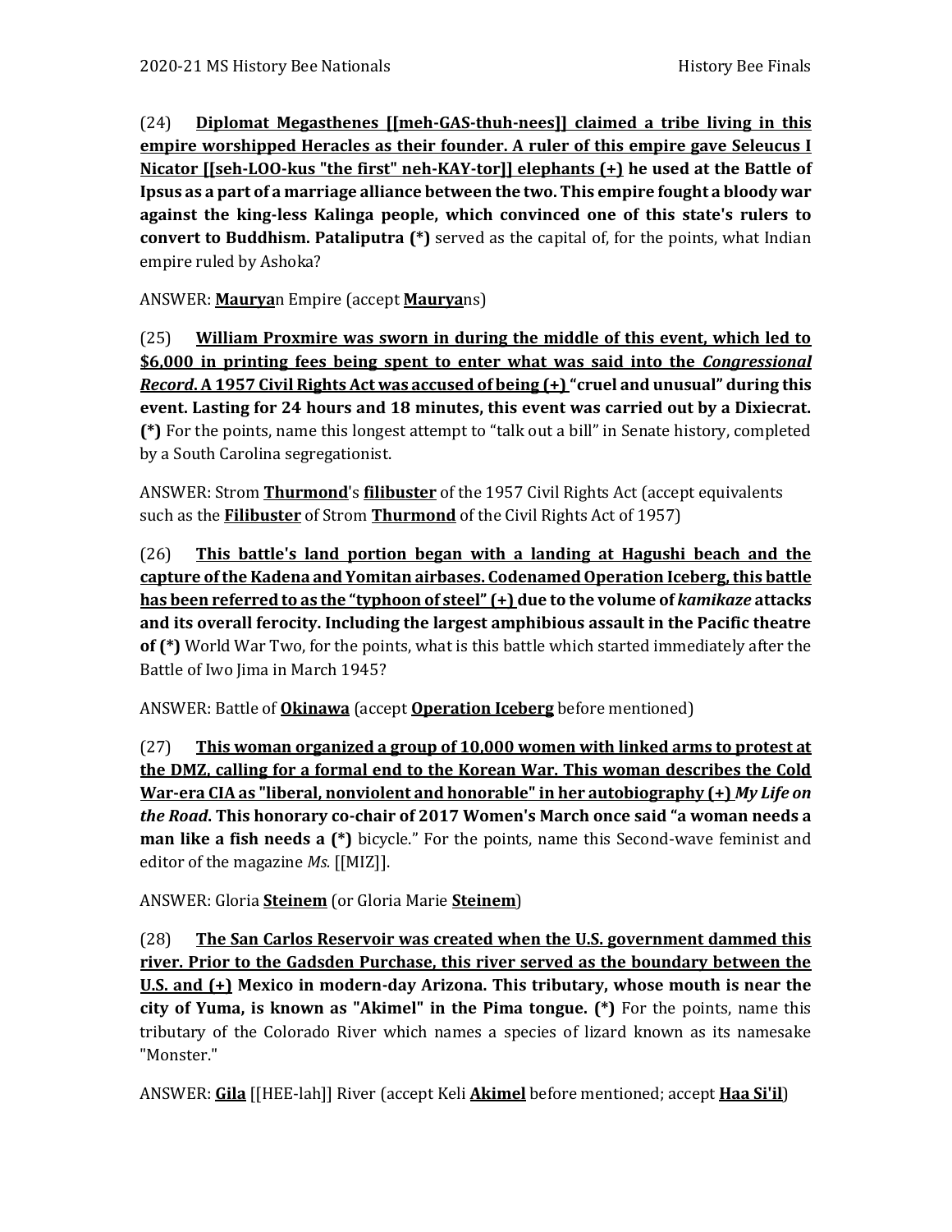(24) **<u>Diplomat Megasthenes [[meh-GAS-thuh-nees]] claimed a tribe living in this empire worshipped Heracles as their founder. A ruler of this empire gave Seleucus I Nicator [[seh-LOO-kus "the first" neh-KAY-tor]] elephants (+)</u> he used at the Battle of Ipsus as a part of a marriage alliance between the two. This empire fought a bloody war against the king-less Kalinga people, which convinced one of this state's rulers to convert to Buddhism. Pataliputra (*)** served as the capital of, for the points, what Indian empire ruled by Ashoka?

ANSWER: **<u>Maurya</u>**n Empire (accept **<u>Maurya</u>**ns)

(25) **<u>William Proxmire was sworn in during the middle of this event, which led to $6,000 in printing fees being spent to enter what was said into the *Congressional Record*. A 1957 Civil Rights Act was accused of being (+)</u> "cruel and unusual" during this event. Lasting for 24 hours and 18 minutes, this event was carried out by a Dixiecrat. (*)** For the points, name this longest attempt to "talk out a bill" in Senate history, completed by a South Carolina segregationist.

ANSWER: Strom **<u>Thurmond</u>**'s **<u>filibuster</u>** of the 1957 Civil Rights Act (accept equivalents such as the **<u>Filibuster</u>** of Strom **<u>Thurmond</u>** of the Civil Rights Act of 1957)

(26) **<u>This battle's land portion began with a landing at Hagushi beach and the capture of the Kadena and Yomitan airbases. Codenamed Operation Iceberg, this battle has been referred to as the "typhoon of steel" (+)</u> due to the volume of *kamikaze* attacks and its overall ferocity. Including the largest amphibious assault in the Pacific theatre of (*)** World War Two, for the points, what is this battle which started immediately after the Battle of Iwo Jima in March 1945?

ANSWER: Battle of **<u>Okinawa</u>** (accept **<u>Operation Iceberg</u>** before mentioned)

(27) **<u>This woman organized a group of 10,000 women with linked arms to protest at the DMZ, calling for a formal end to the Korean War. This woman describes the Cold War-era CIA as "liberal, nonviolent and honorable" in her autobiography (+)</u> *My Life on the Road*. This honorary co-chair of 2017 Women's March once said "a woman needs a man like a fish needs a (*)** bicycle." For the points, name this Second-wave feminist and editor of the magazine *Ms.* [[MIZ]].

ANSWER: Gloria **<u>Steinem</u>** (or Gloria Marie **<u>Steinem</u>**)

(28) **<u>The San Carlos Reservoir was created when the U.S. government dammed this river. Prior to the Gadsden Purchase, this river served as the boundary between the U.S. and (+)</u> Mexico in modern-day Arizona. This tributary, whose mouth is near the city of Yuma, is known as "Akimel" in the Pima tongue. (*)** For the points, name this tributary of the Colorado River which names a species of lizard known as its namesake "Monster."

ANSWER: **<u>Gila</u>** [[HEE-lah]] River (accept Keli **<u>Akimel</u>** before mentioned; accept **<u>Haa Si'il</u>**)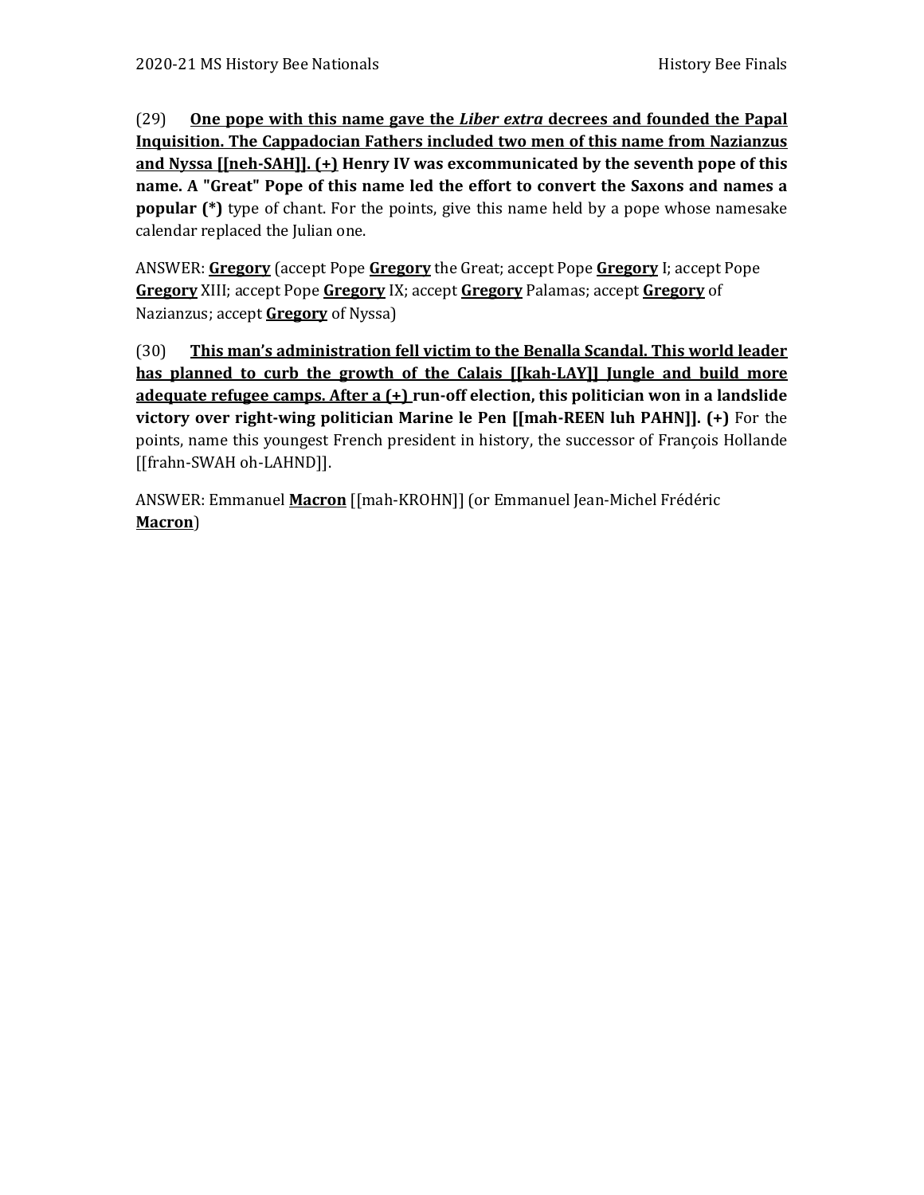(29) **<u>One pope with this name gave the *Liber extra* decrees and founded the Papal Inquisition. The Cappadocian Fathers included two men of this name from Nazianzus and Nyssa [[neh-SAH]]. (+)</u> Henry IV was excommunicated by the seventh pope of this name. A "Great" Pope of this name led the effort to convert the Saxons and names a popular (*)** type of chant. For the points, give this name held by a pope whose namesake calendar replaced the Julian one.

ANSWER: **<u>Gregory</u>** (accept Pope **<u>Gregory</u>** the Great; accept Pope **<u>Gregory</u>** I; accept Pope **<u>Gregory</u>** XIII; accept Pope **<u>Gregory</u>** IX; accept **<u>Gregory</u>** Palamas; accept **<u>Gregory</u>** of Nazianzus; accept **<u>Gregory</u>** of Nyssa)

(30) **<u>This man's administration fell victim to the Benalla Scandal. This world leader has planned to curb the growth of the Calais [[kah-LAY]] Jungle and build more adequate refugee camps. After a (+)</u> run-off election, this politician won in a landslide victory over right-wing politician Marine le Pen [[mah-REEN luh PAHN]]. (+)** For the points, name this youngest French president in history, the successor of François Hollande [[frahn-SWAH oh-LAHND]].

ANSWER: Emmanuel **<u>Macron</u>** [[mah-KROHN]] (or Emmanuel Jean-Michel Frédéric **<u>Macron</u>**)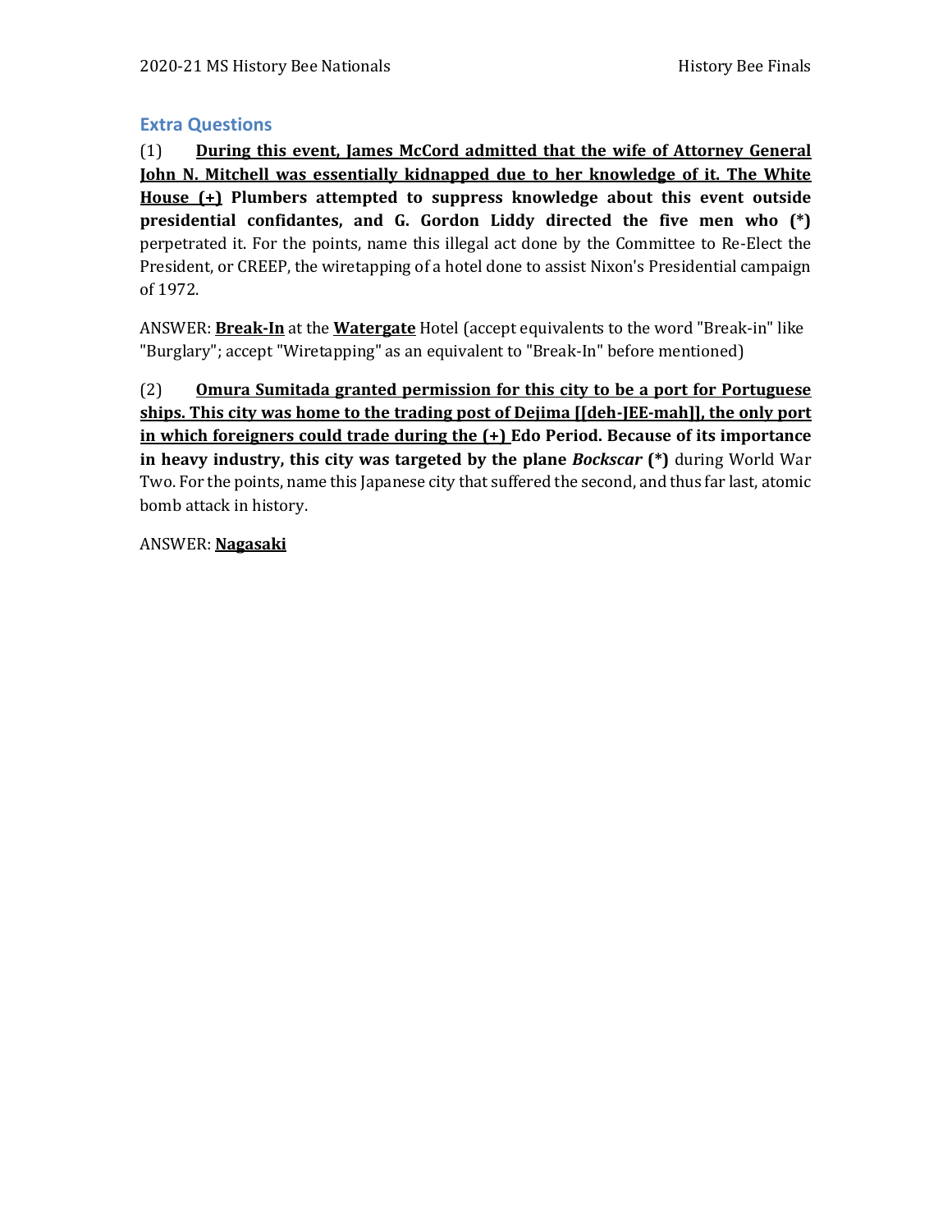## Extra Questions

(1) **<u>During this event, James McCord admitted that the wife of Attorney General John N. Mitchell was essentially kidnapped due to her knowledge of it. The White House (+)</u> Plumbers attempted to suppress knowledge about this event outside presidential confidantes, and G. Gordon Liddy directed the five men who (*)** perpetrated it. For the points, name this illegal act done by the Committee to Re-Elect the President, or CREEP, the wiretapping of a hotel done to assist Nixon's Presidential campaign of 1972.

ANSWER: **<u>Break-In</u>** at the **<u>Watergate</u>** Hotel (accept equivalents to the word "Break-in" like "Burglary"; accept "Wiretapping" as an equivalent to "Break-In" before mentioned)

(2) **<u>Omura Sumitada granted permission for this city to be a port for Portuguese ships. This city was home to the trading post of Dejima [[deh-JEE-mah]], the only port in which foreigners could trade during the (+)</u> Edo Period. Because of its importance in heavy industry, this city was targeted by the plane *Bockscar* (*)** during World War Two. For the points, name this Japanese city that suffered the second, and thus far last, atomic bomb attack in history.

ANSWER: **<u>Nagasaki</u>**